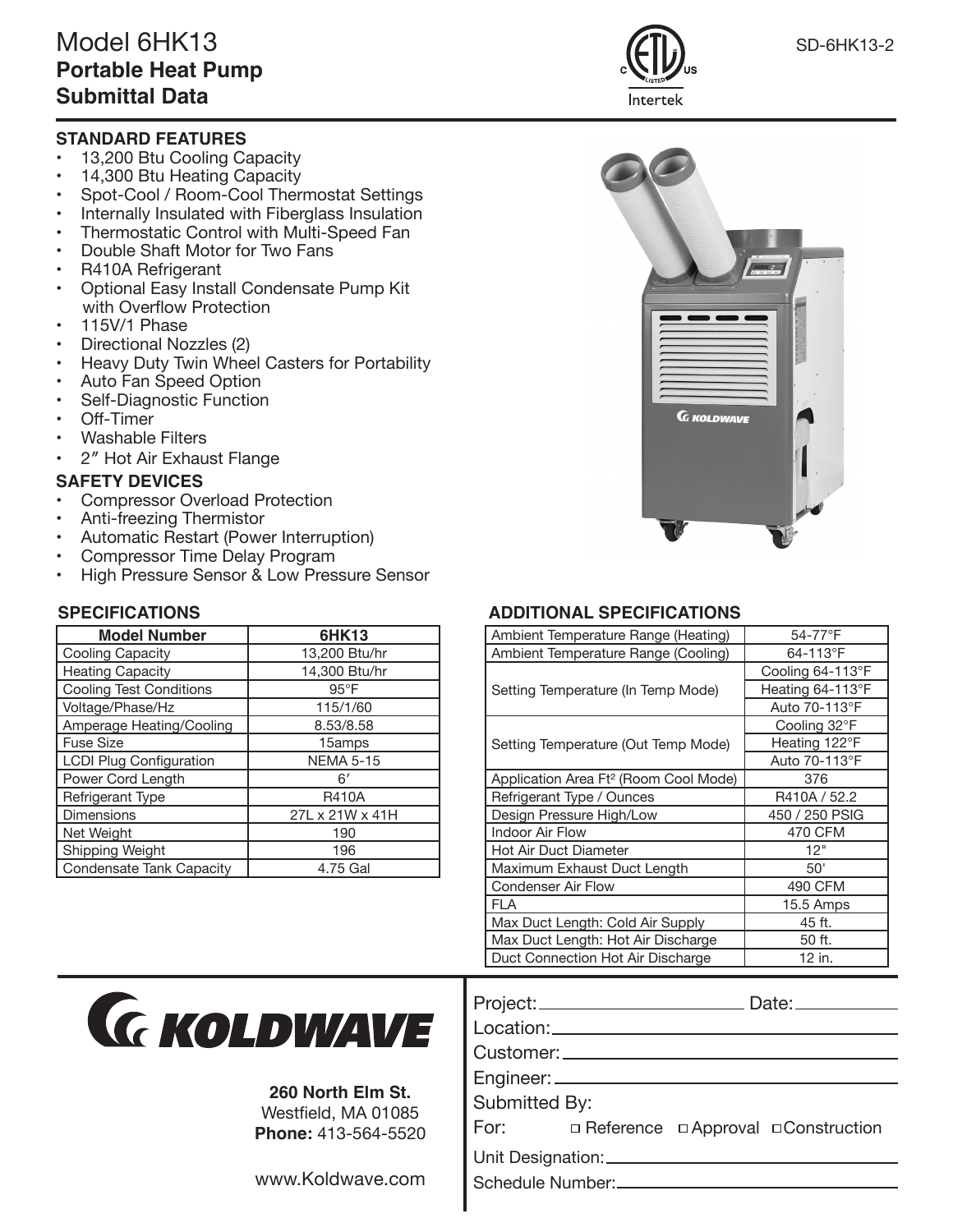# Model 6HK13

## Portable Heat Pump Submittal Data

SD-6HK13-2

### STANDARD FEATURES

- 13,200 Btu Cooling Capacity
- 14,300 Btu Heating Capacity
- Spot-Cool / Room-Cool Thermostat Settings
- Internally Insulated with Fiberglass Insulation
- Thermostatic Control with Multi-Speed Fan
- Double Shaft Motor for Two Fans
- R410A Refrigerant
- Optional Easy Install Condensate Pump Kit with Overflow Protection
- 115V/1 Phase
- Directional Nozzles (2)
- Heavy Duty Twin Wheel Casters for Portability
- Auto Fan Speed Option
- Self-Diagnostic Function
- Off-Timer
- Washable Filters
- 2″ Hot Air Exhaust Flange

### SAFETY DEVICES

- Compressor Overload Protection
- Anti-freezing Thermistor
- Automatic Restart (Power Interruption)
- Compressor Time Delay Program
- High Pressure Sensor & Low Pressure Sensor

### SPECIFICATIONS

| Model Number | 6HK13 |
|---|---|
| Cooling Capacity | 13,200 Btu/hr |
| Heating Capacity | 14,300 Btu/hr |
| Cooling Test Conditions | 95°F |
| Voltage/Phase/Hz | 115/1/60 |
| Amperage Heating/Cooling | 8.53/8.58 |
| Fuse Size | 15amps |
| LCDI Plug Configuration | NEMA 5-15 |
| Power Cord Length | 6′ |
| Refrigerant Type | R410A |
| Dimensions | 27L x 21W x 41H |
| Net Weight | 190 |
| Shipping Weight | 196 |
| Condensate Tank Capacity | 4.75 Gal |

### ADDITIONAL SPECIFICATIONS

| | |
|---|---|
| Ambient Temperature Range (Heating) | 54-77°F |
| Ambient Temperature Range (Cooling) | 64-113°F |
| Setting Temperature (In Temp Mode) | Cooling 64-113°F |
| | Heating 64-113°F |
| | Auto 70-113°F |
| Setting Temperature (Out Temp Mode) | Cooling 32°F |
| | Heating 122°F |
| | Auto 70-113°F |
| Application Area Ft² (Room Cool Mode) | 376 |
| Refrigerant Type / Ounces | R410A / 52.2 |
| Design Pressure High/Low | 450 / 250 PSIG |
| Indoor Air Flow | 470 CFM |
| Hot Air Duct Diameter | 12" |
| Maximum Exhaust Duct Length | 50' |
| Condenser Air Flow | 490 CFM |
| FLA | 15.5 Amps |
| Max Duct Length: Cold Air Supply | 45 ft. |
| Max Duct Length: Hot Air Discharge | 50 ft. |
| Duct Connection Hot Air Discharge | 12 in. |

**KOLDWAVE**

**260 North Elm St.**
Westfield, MA 01085
**Phone:** 413-564-5520

www.Koldwave.com

Project: \_\_\_\_\_\_\_\_\_\_ Date: \_\_\_\_\_\_\_\_\_\_
Location: \_\_\_\_\_\_\_\_\_\_
Customer: \_\_\_\_\_\_\_\_\_\_
Engineer: \_\_\_\_\_\_\_\_\_\_
Submitted By:
For: ☐ Reference ☐ Approval ☐ Construction
Unit Designation: \_\_\_\_\_\_\_\_\_\_
Schedule Number: \_\_\_\_\_\_\_\_\_\_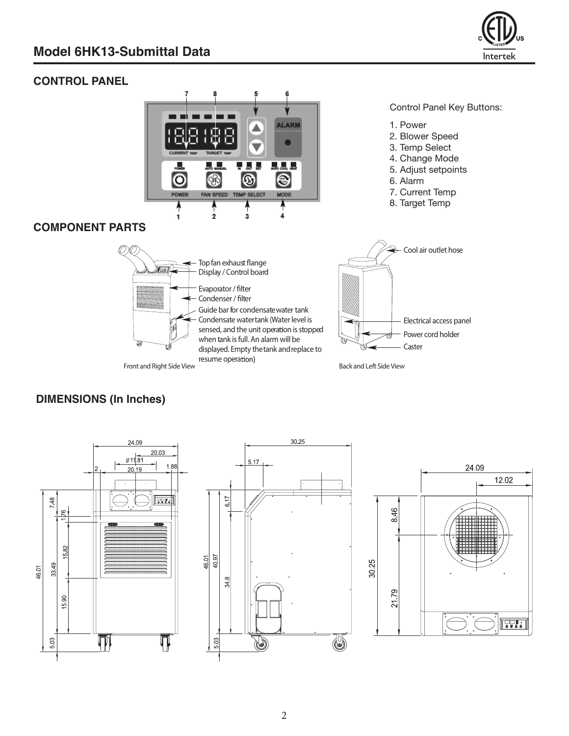## Model 6HK13-Submittal Data

### CONTROL PANEL

Control Panel Key Buttons:

1. Power
2. Blower Speed
3. Temp Select
4. Change Mode
5. Adjust setpoints
6. Alarm
7. Current Temp
8. Target Temp

### COMPONENT PARTS

Front and Right Side View

- Top fan exhaust flange
- Display / Control board
- Evaporator / filter
- Condenser / filter
- Guide bar for condensate water tank
- Condensate water tank (Water level is sensed, and the unit operation is stopped when tank is full. An alarm will be displayed. Empty the tank and replace to resume operation)

Back and Left Side View

- Cool air outlet hose
- Electrical access panel
- Power cord holder
- Caster

### DIMENSIONS (In Inches)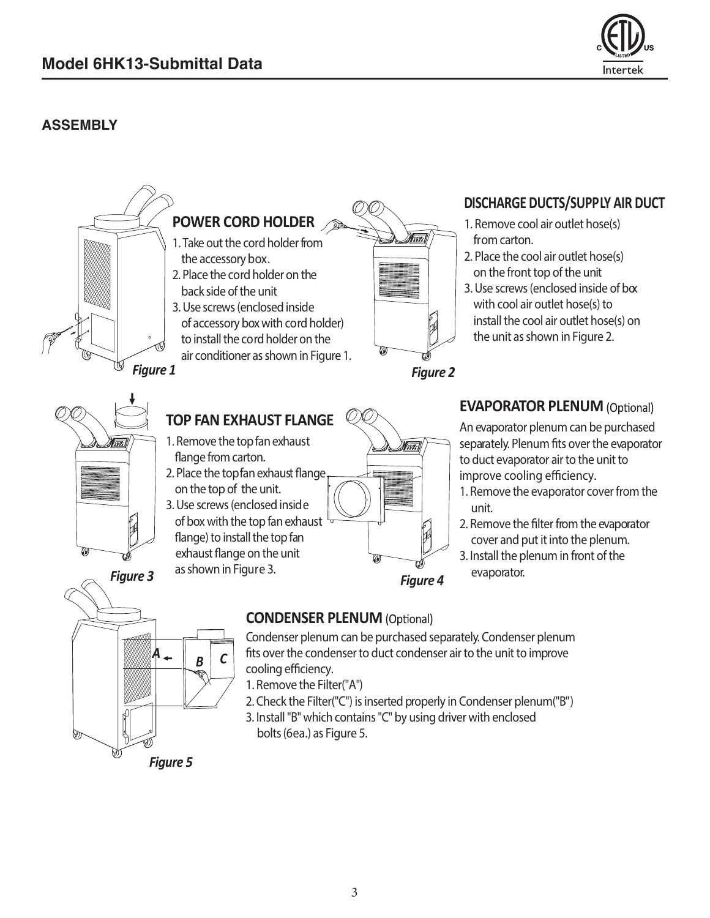## ASSEMBLY

### POWER CORD HOLDER

1. Take out the cord holder from the accessory box.
2. Place the cord holder on the back side of the unit
3. Use screws (enclosed inside of accessory box with cord holder) to install the cord holder on the air conditioner as shown in Figure 1.

*Figure 1*

### DISCHARGE DUCTS/SUPPLY AIR DUCT

1. Remove cool air outlet hose(s) from carton.
2. Place the cool air outlet hose(s) on the front top of the unit
3. Use screws (enclosed inside of box with cool air outlet hose(s) to install the cool air outlet hose(s) on the unit as shown in Figure 2.

*Figure 2*

### TOP FAN EXHAUST FLANGE

1. Remove the top fan exhaust flange from carton.
2. Place the top fan exhaust flange on the top of the unit.
3. Use screws (enclosed inside of box with the top fan exhaust flange) to install the top fan exhaust flange on the unit as shown in Figure 3.

*Figure 3*

### EVAPORATOR PLENUM (Optional)

An evaporator plenum can be purchased separately. Plenum fits over the evaporator to duct evaporator air to the unit to improve cooling efficiency.

1. Remove the evaporator cover from the unit.
2. Remove the filter from the evaporator cover and put it into the plenum.
3. Install the plenum in front of the evaporator.

*Figure 4*

### CONDENSER PLENUM (Optional)

Condenser plenum can be purchased separately. Condenser plenum fits over the condenser to duct condenser air to the unit to improve cooling efficiency.

1. Remove the Filter("A")
2. Check the Filter("C") is inserted properly in Condenser plenum("B")
3. Install "B" which contains "C" by using driver with enclosed bolts (6ea.) as Figure 5.

*Figure 5*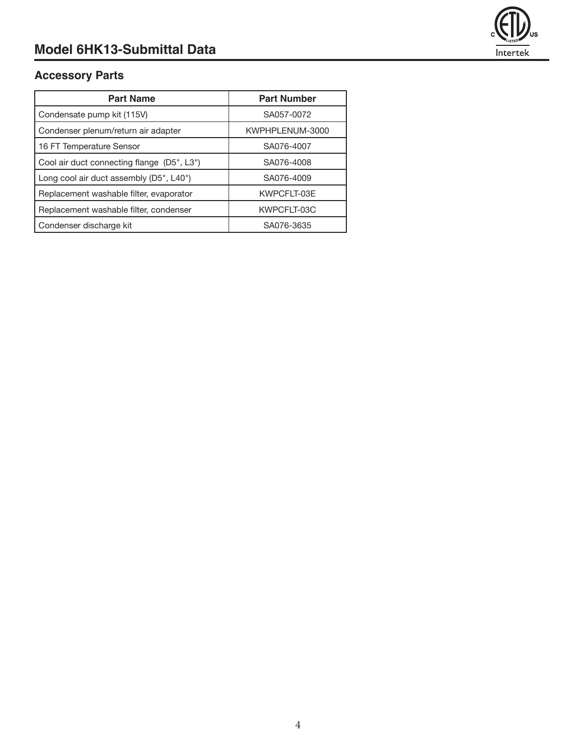# Model 6HK13-Submittal Data

## Accessory Parts

| Part Name | Part Number |
|---|---|
| Condensate pump kit (115V) | SA057-0072 |
| Condenser plenum/return air adapter | KWPHPLENUM-3000 |
| 16 FT Temperature Sensor | SA076-4007 |
| Cool air duct connecting flange (D5", L3") | SA076-4008 |
| Long cool air duct assembly (D5", L40") | SA076-4009 |
| Replacement washable filter, evaporator | KWPCFLT-03E |
| Replacement washable filter, condenser | KWPCFLT-03C |
| Condenser discharge kit | SA076-3635 |